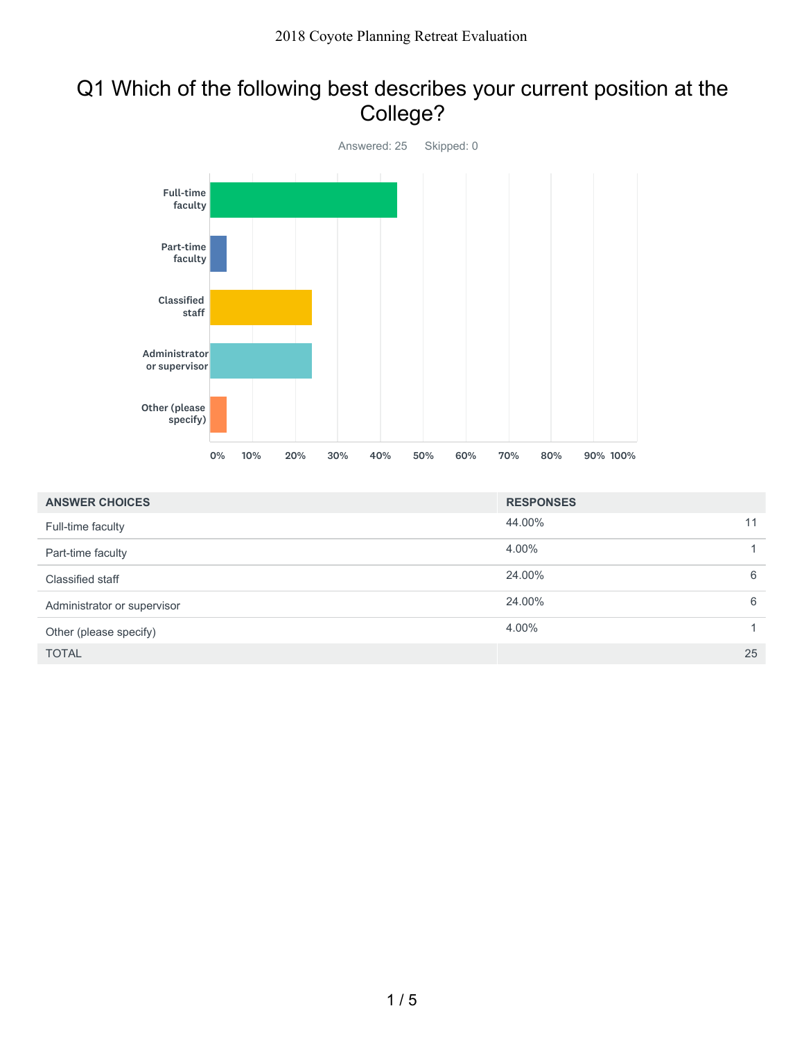# Q1 Which of the following best describes your current position at the College?

Answered: 25    Skipped: 0

| ANSWER CHOICES | RESPONSES | |
|---|---|---|
| Full-time faculty | 44.00% | 11 |
| Part-time faculty | 4.00% | 1 |
| Classified staff | 24.00% | 6 |
| Administrator or supervisor | 24.00% | 6 |
| Other (please specify) | 4.00% | 1 |
| TOTAL | | 25 |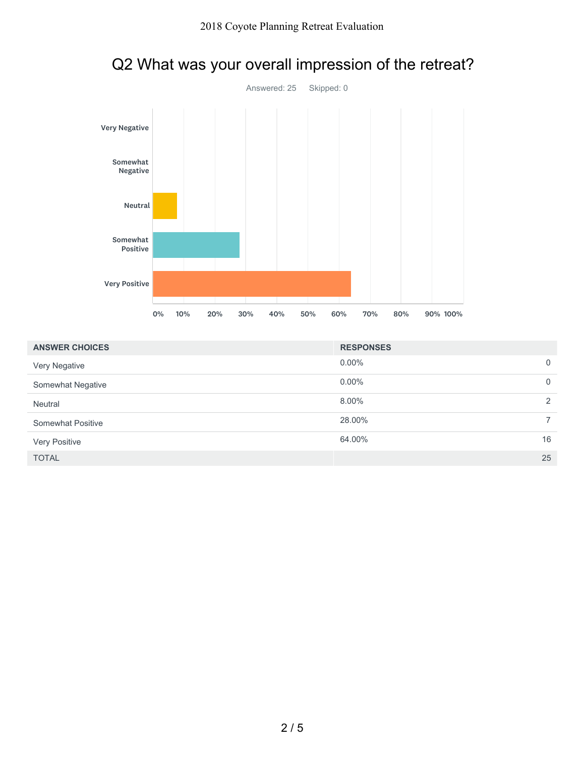## Q2 What was your overall impression of the retreat?

Answered: 25 Skipped: 0

| ANSWER CHOICES | RESPONSES | |
|---|---|---|
| Very Negative | 0.00% | 0 |
| Somewhat Negative | 0.00% | 0 |
| Neutral | 8.00% | 2 |
| Somewhat Positive | 28.00% | 7 |
| Very Positive | 64.00% | 16 |
| TOTAL | | 25 |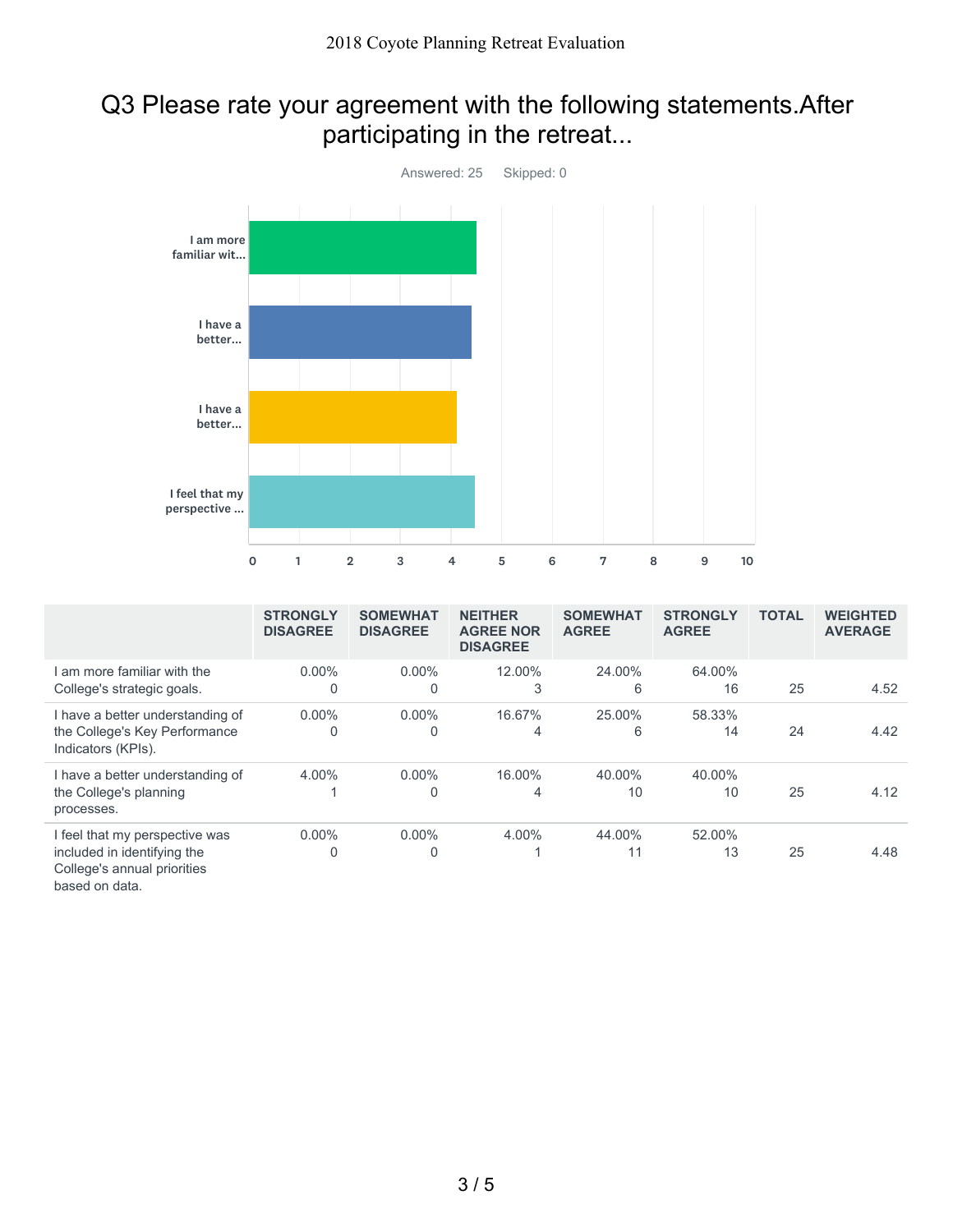## Q3 Please rate your agreement with the following statements.After participating in the retreat...

Answered: 25 Skipped: 0

| | STRONGLY DISAGREE | SOMEWHAT DISAGREE | NEITHER AGREE NOR DISAGREE | SOMEWHAT AGREE | STRONGLY AGREE | TOTAL | WEIGHTED AVERAGE |
|---|---|---|---|---|---|---|---|
| I am more familiar with the College's strategic goals. | 0.00% 0 | 0.00% 0 | 12.00% 3 | 24.00% 6 | 64.00% 16 | 25 | 4.52 |
| I have a better understanding of the College's Key Performance Indicators (KPIs). | 0.00% 0 | 0.00% 0 | 16.67% 4 | 25.00% 6 | 58.33% 14 | 24 | 4.42 |
| I have a better understanding of the College's planning processes. | 4.00% 1 | 0.00% 0 | 16.00% 4 | 40.00% 10 | 40.00% 10 | 25 | 4.12 |
| I feel that my perspective was included in identifying the College's annual priorities based on data. | 0.00% 0 | 0.00% 0 | 4.00% 1 | 44.00% 11 | 52.00% 13 | 25 | 4.48 |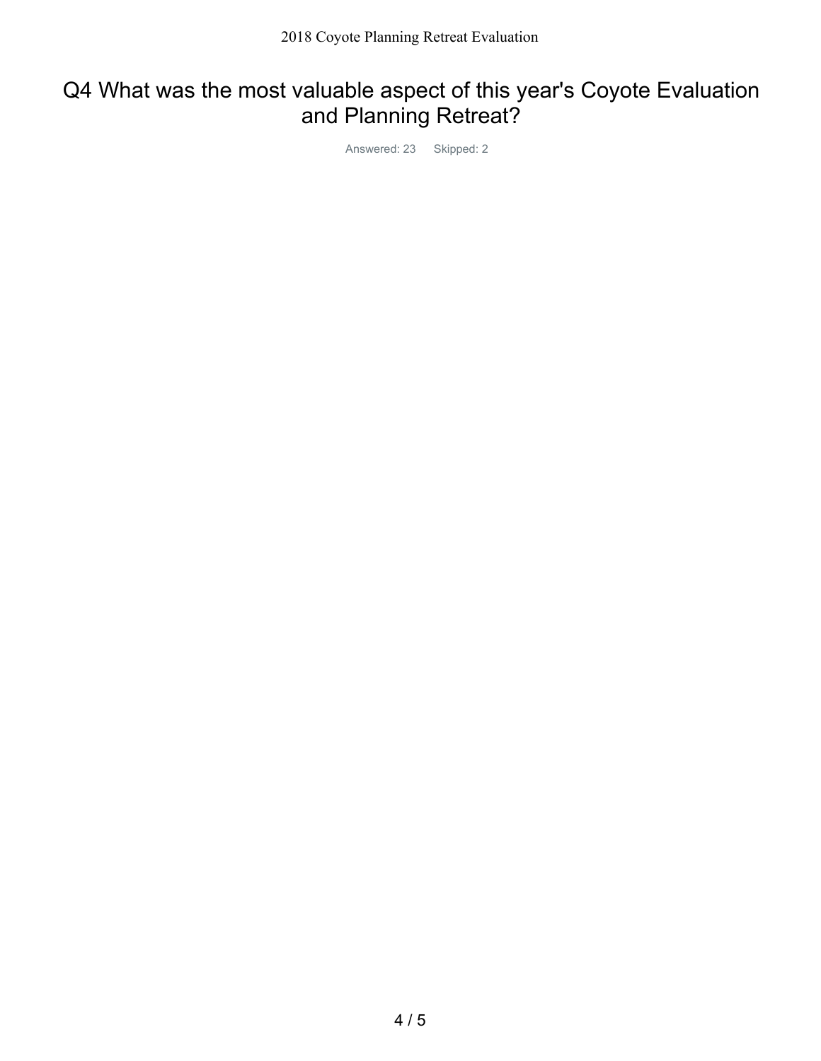# Q4 What was the most valuable aspect of this year's Coyote Evaluation and Planning Retreat?

Answered: 23 Skipped: 2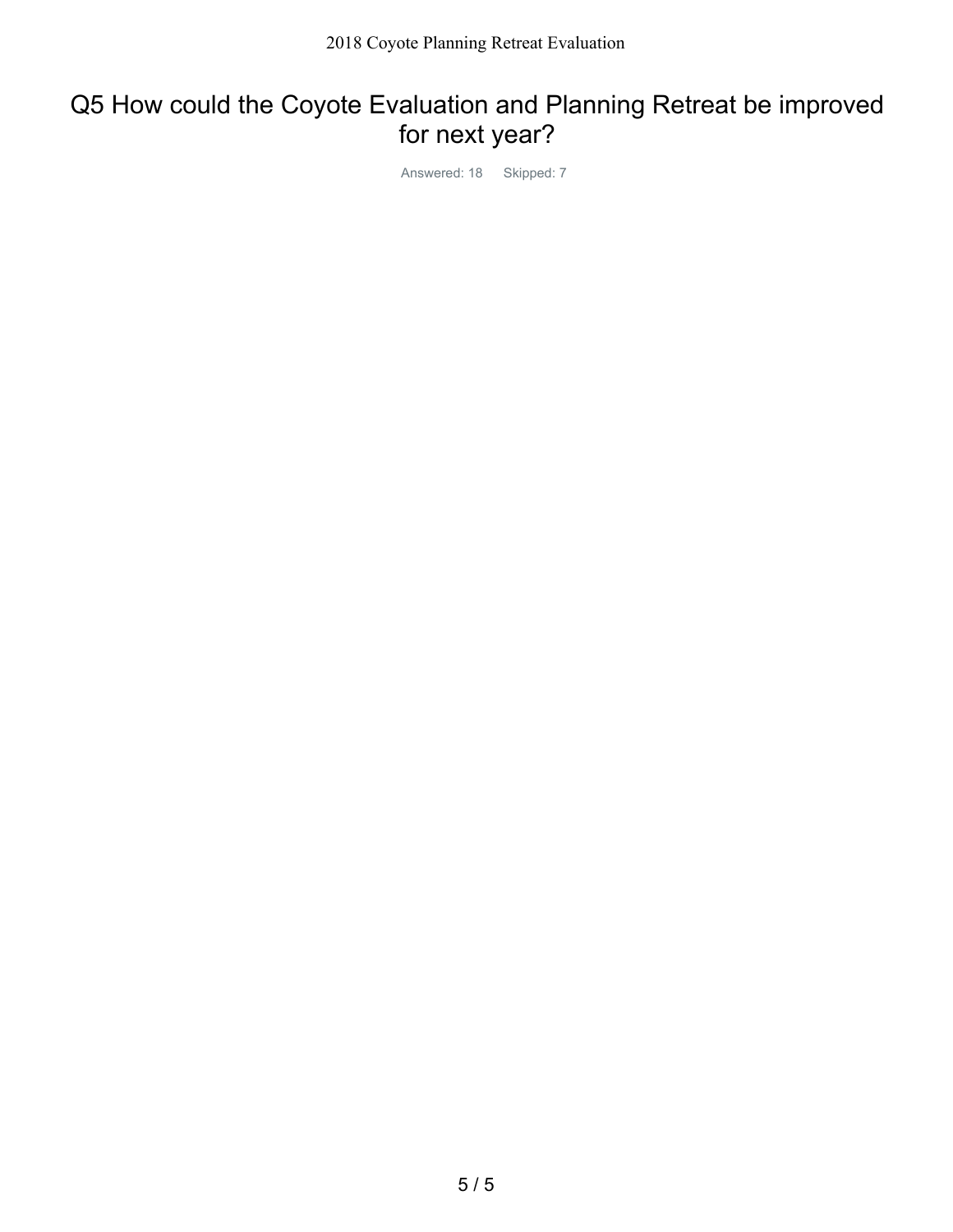# Q5 How could the Coyote Evaluation and Planning Retreat be improved for next year?

Answered: 18 Skipped: 7